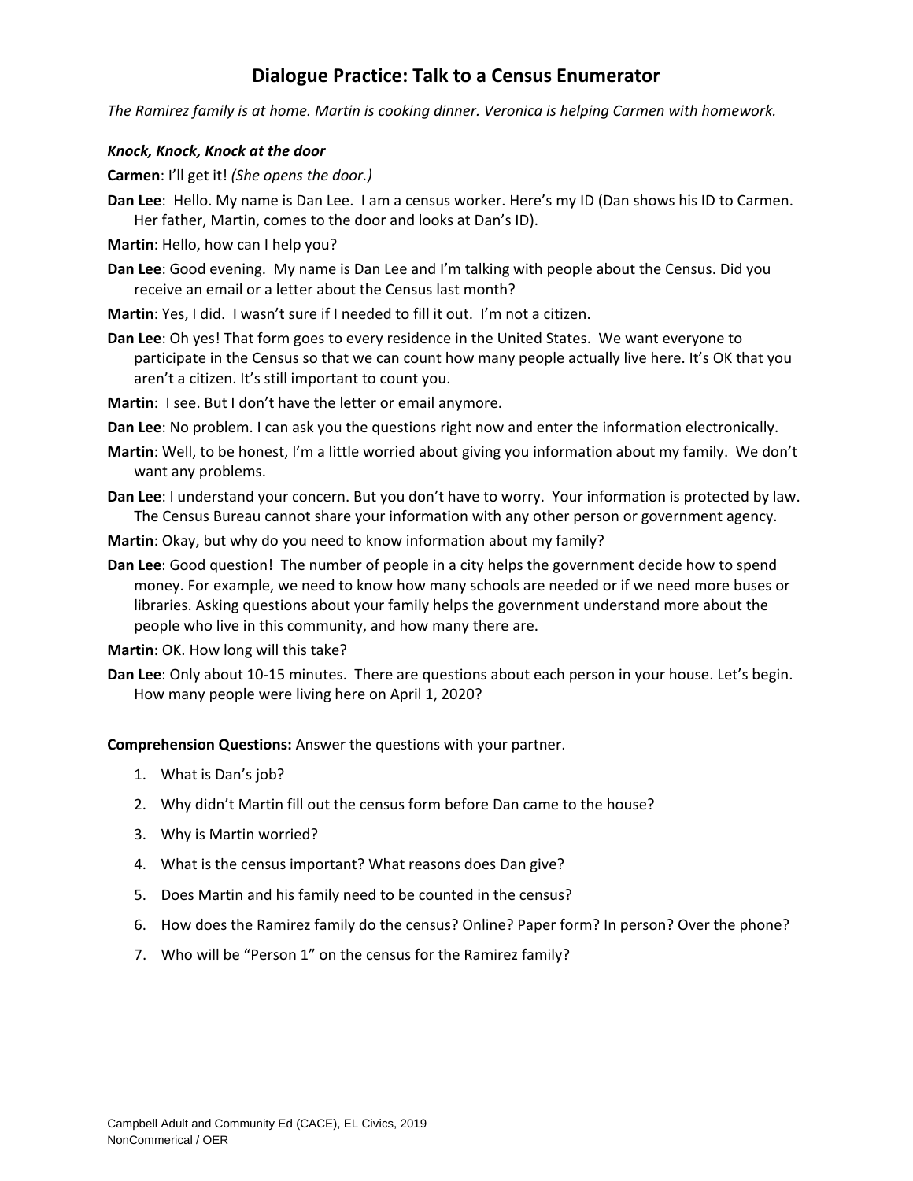# Dialogue Practice: Talk to a Census Enumerator

*The Ramirez family is at home. Martin is cooking dinner. Veronica is helping Carmen with homework.*

***Knock, Knock, Knock at the door***

**Carmen**: I'll get it! *(She opens the door.)*

**Dan Lee**: Hello. My name is Dan Lee. I am a census worker. Here's my ID (Dan shows his ID to Carmen. Her father, Martin, comes to the door and looks at Dan's ID).

**Martin**: Hello, how can I help you?

**Dan Lee**: Good evening. My name is Dan Lee and I'm talking with people about the Census. Did you receive an email or a letter about the Census last month?

**Martin**: Yes, I did. I wasn't sure if I needed to fill it out. I'm not a citizen.

**Dan Lee**: Oh yes! That form goes to every residence in the United States. We want everyone to participate in the Census so that we can count how many people actually live here. It's OK that you aren't a citizen. It's still important to count you.

**Martin**: I see. But I don't have the letter or email anymore.

**Dan Lee**: No problem. I can ask you the questions right now and enter the information electronically.

**Martin**: Well, to be honest, I'm a little worried about giving you information about my family. We don't want any problems.

**Dan Lee**: I understand your concern. But you don't have to worry. Your information is protected by law. The Census Bureau cannot share your information with any other person or government agency.

**Martin**: Okay, but why do you need to know information about my family?

**Dan Lee**: Good question! The number of people in a city helps the government decide how to spend money. For example, we need to know how many schools are needed or if we need more buses or libraries. Asking questions about your family helps the government understand more about the people who live in this community, and how many there are.

**Martin**: OK. How long will this take?

**Dan Lee**: Only about 10-15 minutes. There are questions about each person in your house. Let's begin. How many people were living here on April 1, 2020?

**Comprehension Questions:** Answer the questions with your partner.

1. What is Dan's job?
2. Why didn't Martin fill out the census form before Dan came to the house?
3. Why is Martin worried?
4. What is the census important? What reasons does Dan give?
5. Does Martin and his family need to be counted in the census?
6. How does the Ramirez family do the census? Online? Paper form? In person? Over the phone?
7. Who will be "Person 1" on the census for the Ramirez family?

Campbell Adult and Community Ed (CACE), EL Civics, 2019
NonCommerical / OER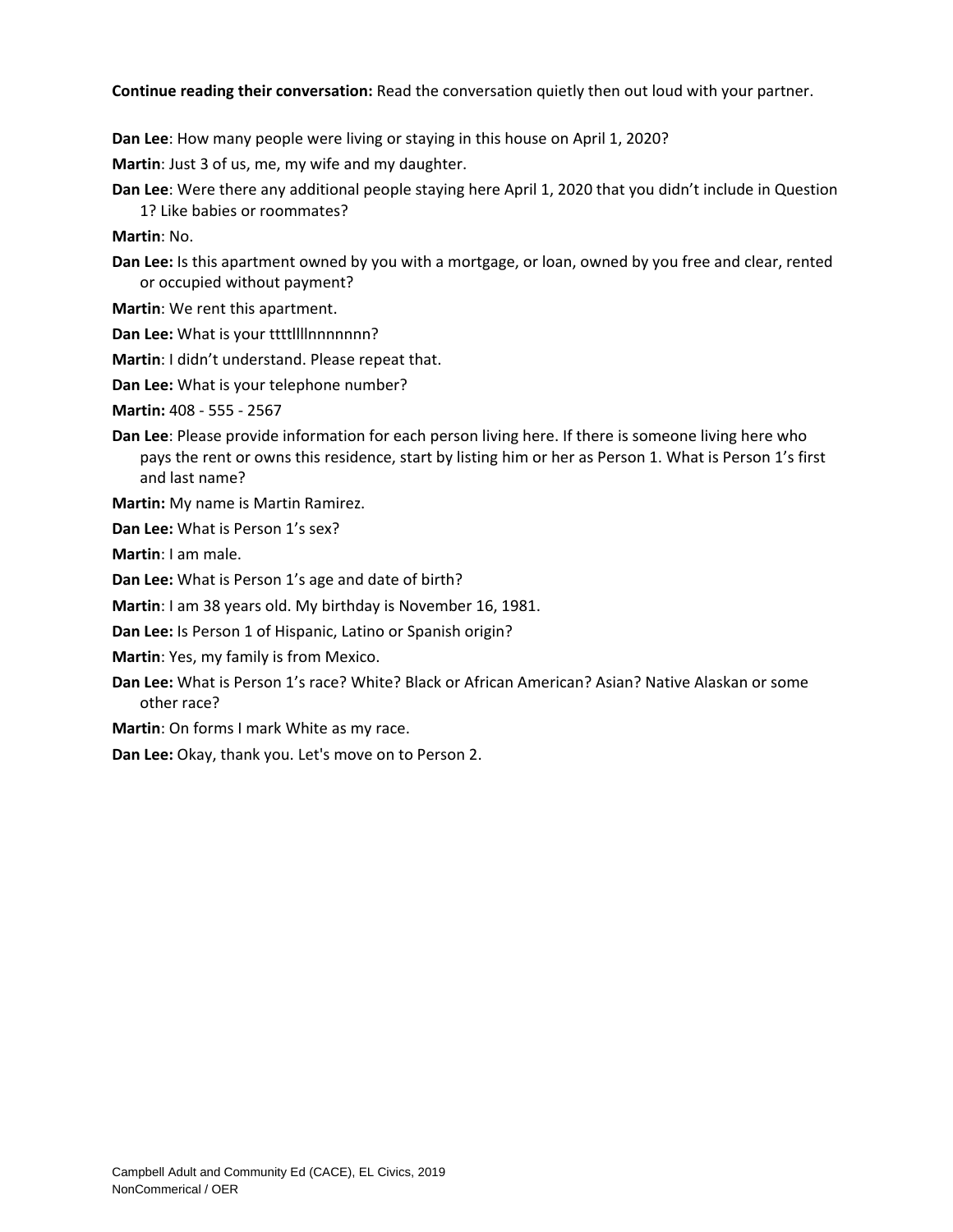**Continue reading their conversation:** Read the conversation quietly then out loud with your partner.

**Dan Lee**: How many people were living or staying in this house on April 1, 2020?

**Martin**: Just 3 of us, me, my wife and my daughter.

**Dan Lee**: Were there any additional people staying here April 1, 2020 that you didn't include in Question 1? Like babies or roommates?

**Martin**: No.

**Dan Lee:** Is this apartment owned by you with a mortgage, or loan, owned by you free and clear, rented or occupied without payment?

**Martin**: We rent this apartment.

**Dan Lee:** What is your ttttllllnnnnnnn?

**Martin**: I didn't understand. Please repeat that.

**Dan Lee:** What is your telephone number?

**Martin:** 408 - 555 - 2567

**Dan Lee**: Please provide information for each person living here. If there is someone living here who pays the rent or owns this residence, start by listing him or her as Person 1. What is Person 1's first and last name?

**Martin:** My name is Martin Ramirez.

**Dan Lee:** What is Person 1's sex?

**Martin**: I am male.

**Dan Lee:** What is Person 1's age and date of birth?

**Martin**: I am 38 years old. My birthday is November 16, 1981.

**Dan Lee:** Is Person 1 of Hispanic, Latino or Spanish origin?

**Martin**: Yes, my family is from Mexico.

**Dan Lee:** What is Person 1's race? White? Black or African American? Asian? Native Alaskan or some other race?

**Martin**: On forms I mark White as my race.

**Dan Lee:** Okay, thank you. Let's move on to Person 2.

Campbell Adult and Community Ed (CACE), EL Civics, 2019
NonCommerical / OER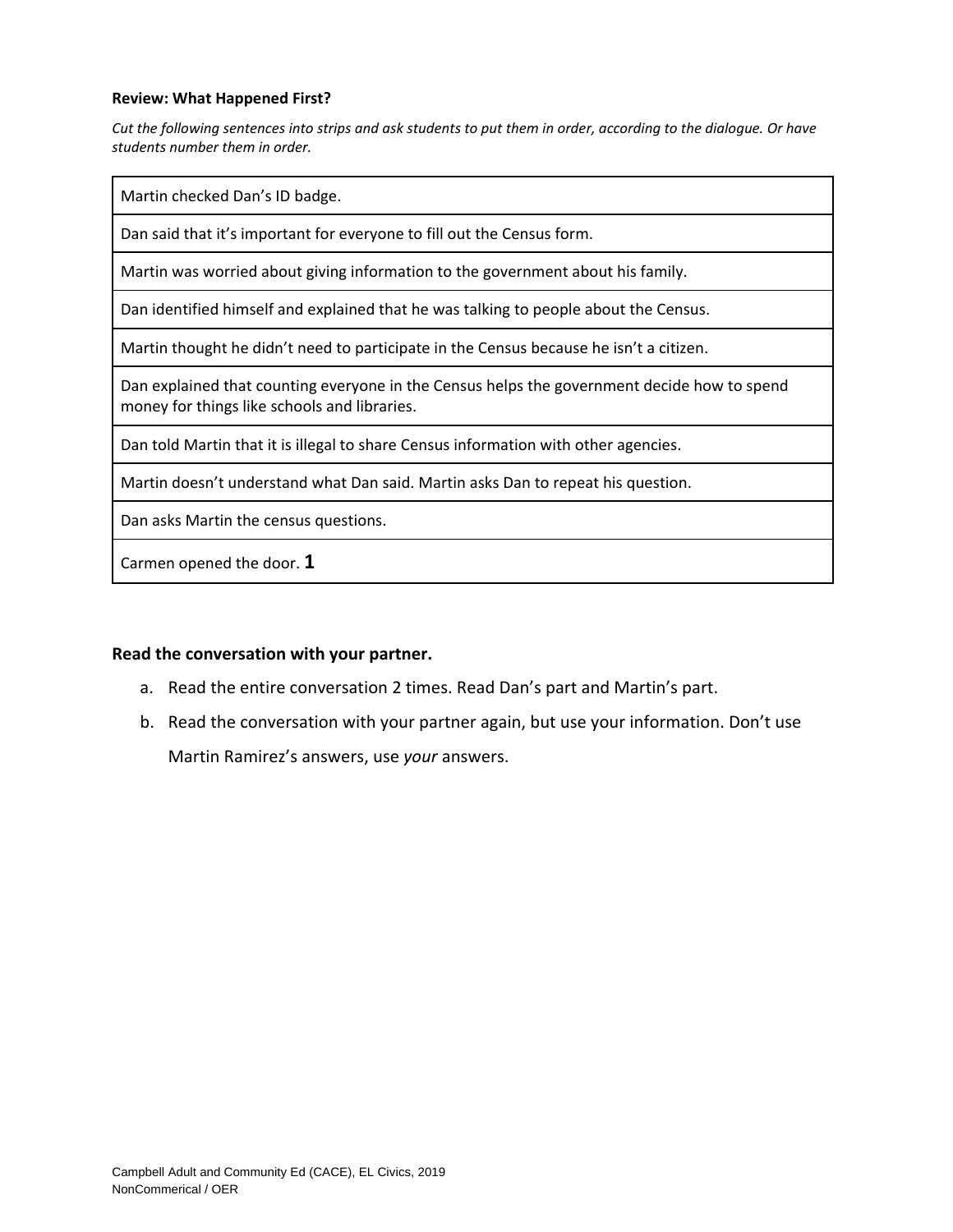**Review: What Happened First?**

*Cut the following sentences into strips and ask students to put them in order, according to the dialogue. Or have students number them in order.*

| |
|---|
| Martin checked Dan's ID badge. |
| Dan said that it's important for everyone to fill out the Census form. |
| Martin was worried about giving information to the government about his family. |
| Dan identified himself and explained that he was talking to people about the Census. |
| Martin thought he didn't need to participate in the Census because he isn't a citizen. |
| Dan explained that counting everyone in the Census helps the government decide how to spend money for things like schools and libraries. |
| Dan told Martin that it is illegal to share Census information with other agencies. |
| Martin doesn't understand what Dan said. Martin asks Dan to repeat his question. |
| Dan asks Martin the census questions. |
| Carmen opened the door. **1** |

**Read the conversation with your partner.**

a. Read the entire conversation 2 times. Read Dan's part and Martin's part.

b. Read the conversation with your partner again, but use your information. Don't use Martin Ramirez's answers, use *your* answers.

Campbell Adult and Community Ed (CACE), EL Civics, 2019
NonCommerical / OER